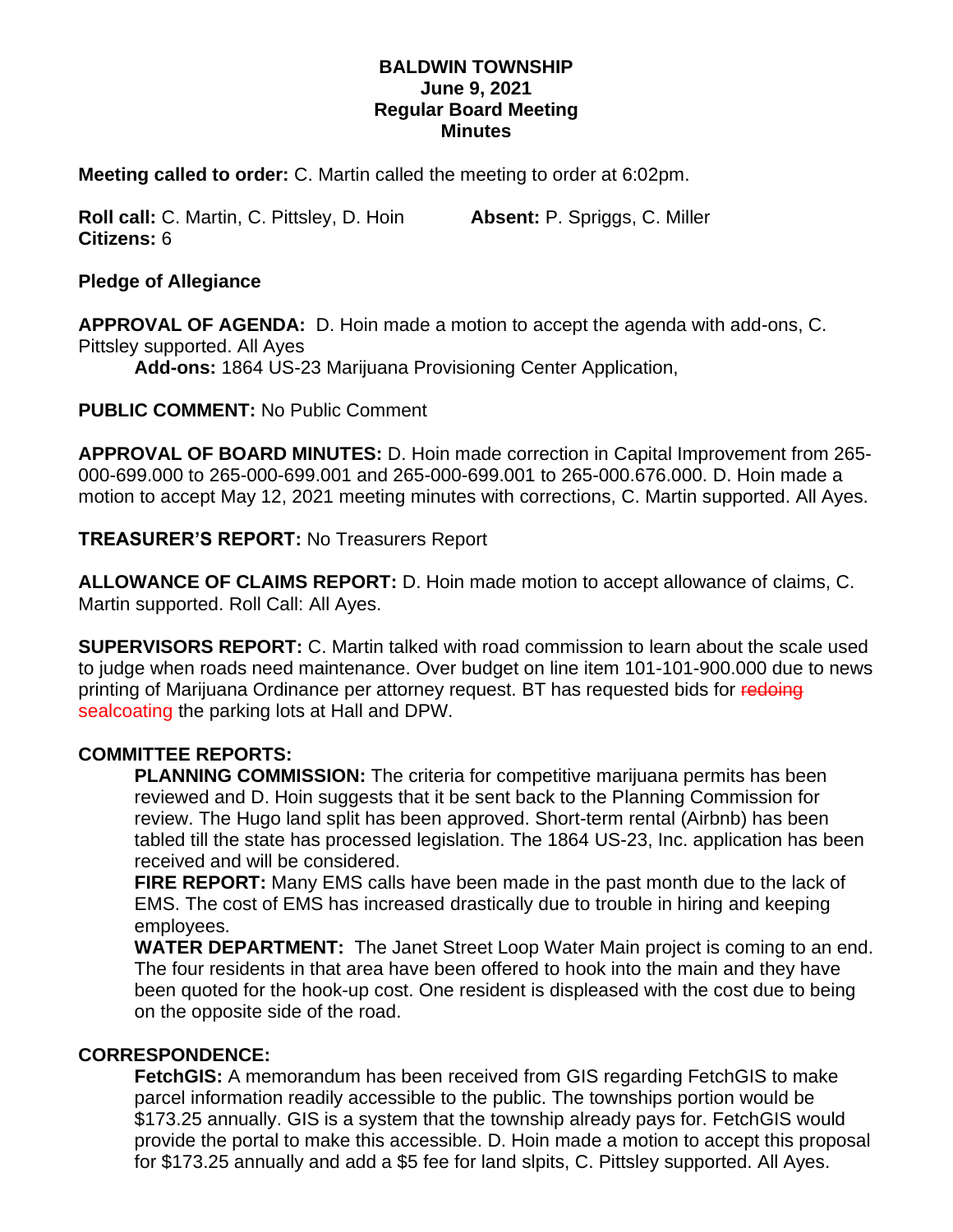# BALDWIN TOWNSHIP
## June 9, 2021
## Regular Board Meeting
## Minutes

**Meeting called to order:** C. Martin called the meeting to order at 6:02pm.

**Roll call:** C. Martin, C. Pittsley, D. Hoin **Absent:** P. Spriggs, C. Miller
**Citizens:** 6

**Pledge of Allegiance**

**APPROVAL OF AGENDA:** D. Hoin made a motion to accept the agenda with add-ons, C. Pittsley supported. All Ayes

**Add-ons:** 1864 US-23 Marijuana Provisioning Center Application,

**PUBLIC COMMENT:** No Public Comment

**APPROVAL OF BOARD MINUTES:** D. Hoin made correction in Capital Improvement from 265-000-699.000 to 265-000-699.001 and 265-000-699.001 to 265-000.676.000. D. Hoin made a motion to accept May 12, 2021 meeting minutes with corrections, C. Martin supported. All Ayes.

**TREASURER'S REPORT:** No Treasurers Report

**ALLOWANCE OF CLAIMS REPORT:** D. Hoin made motion to accept allowance of claims, C. Martin supported. Roll Call: All Ayes.

**SUPERVISORS REPORT:** C. Martin talked with road commission to learn about the scale used to judge when roads need maintenance. Over budget on line item 101-101-900.000 due to news printing of Marijuana Ordinance per attorney request. BT has requested bids for ~~redoing~~ sealcoating the parking lots at Hall and DPW.

**COMMITTEE REPORTS:**

**PLANNING COMMISSION:** The criteria for competitive marijuana permits has been reviewed and D. Hoin suggests that it be sent back to the Planning Commission for review. The Hugo land split has been approved. Short-term rental (Airbnb) has been tabled till the state has processed legislation. The 1864 US-23, Inc. application has been received and will be considered.

**FIRE REPORT:** Many EMS calls have been made in the past month due to the lack of EMS. The cost of EMS has increased drastically due to trouble in hiring and keeping employees.

**WATER DEPARTMENT:** The Janet Street Loop Water Main project is coming to an end. The four residents in that area have been offered to hook into the main and they have been quoted for the hook-up cost. One resident is displeased with the cost due to being on the opposite side of the road.

**CORRESPONDENCE:**

**FetchGIS:** A memorandum has been received from GIS regarding FetchGIS to make parcel information readily accessible to the public. The townships portion would be $173.25 annually. GIS is a system that the township already pays for. FetchGIS would provide the portal to make this accessible. D. Hoin made a motion to accept this proposal for $173.25 annually and add a $5 fee for land slpits, C. Pittsley supported. All Ayes.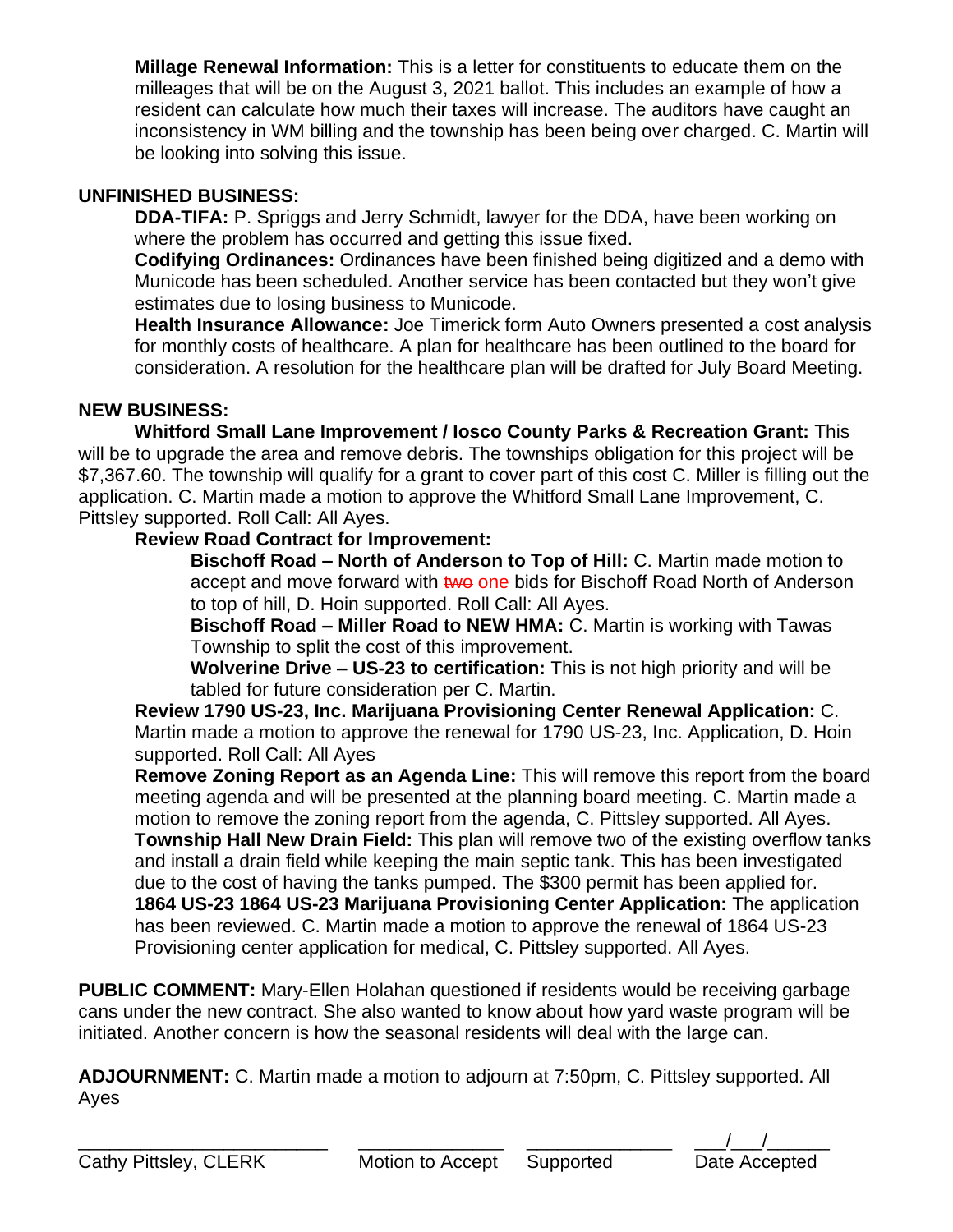**Millage Renewal Information:** This is a letter for constituents to educate them on the milleages that will be on the August 3, 2021 ballot. This includes an example of how a resident can calculate how much their taxes will increase. The auditors have caught an inconsistency in WM billing and the township has been being over charged. C. Martin will be looking into solving this issue.

**UNFINISHED BUSINESS:**

**DDA-TIFA:** P. Spriggs and Jerry Schmidt, lawyer for the DDA, have been working on where the problem has occurred and getting this issue fixed.

**Codifying Ordinances:** Ordinances have been finished being digitized and a demo with Municode has been scheduled. Another service has been contacted but they won't give estimates due to losing business to Municode.

**Health Insurance Allowance:** Joe Timerick form Auto Owners presented a cost analysis for monthly costs of healthcare. A plan for healthcare has been outlined to the board for consideration. A resolution for the healthcare plan will be drafted for July Board Meeting.

**NEW BUSINESS:**

**Whitford Small Lane Improvement / Iosco County Parks & Recreation Grant:** This will be to upgrade the area and remove debris. The townships obligation for this project will be $7,367.60. The township will qualify for a grant to cover part of this cost C. Miller is filling out the application. C. Martin made a motion to approve the Whitford Small Lane Improvement, C. Pittsley supported. Roll Call: All Ayes.

**Review Road Contract for Improvement:**

**Bischoff Road – North of Anderson to Top of Hill:** C. Martin made motion to accept and move forward with ~~two~~ one bids for Bischoff Road North of Anderson to top of hill, D. Hoin supported. Roll Call: All Ayes.

**Bischoff Road – Miller Road to NEW HMA:** C. Martin is working with Tawas Township to split the cost of this improvement.

**Wolverine Drive – US-23 to certification:** This is not high priority and will be tabled for future consideration per C. Martin.

**Review 1790 US-23, Inc. Marijuana Provisioning Center Renewal Application:** C. Martin made a motion to approve the renewal for 1790 US-23, Inc. Application, D. Hoin supported. Roll Call: All Ayes

**Remove Zoning Report as an Agenda Line:** This will remove this report from the board meeting agenda and will be presented at the planning board meeting. C. Martin made a motion to remove the zoning report from the agenda, C. Pittsley supported. All Ayes.

**Township Hall New Drain Field:** This plan will remove two of the existing overflow tanks and install a drain field while keeping the main septic tank. This has been investigated due to the cost of having the tanks pumped. The $300 permit has been applied for.

**1864 US-23 1864 US-23 Marijuana Provisioning Center Application:** The application has been reviewed. C. Martin made a motion to approve the renewal of 1864 US-23 Provisioning center application for medical, C. Pittsley supported. All Ayes.

**PUBLIC COMMENT:** Mary-Ellen Holahan questioned if residents would be receiving garbage cans under the new contract. She also wanted to know about how yard waste program will be initiated. Another concern is how the seasonal residents will deal with the large can.

**ADJOURNMENT:** C. Martin made a motion to adjourn at 7:50pm, C. Pittsley supported. All Ayes

| | | | |
|---|---|---|---|
| ______________________ | ____________ | ____________ | ___/___/_____ |
| Cathy Pittsley, CLERK | Motion to Accept | Supported | Date Accepted |